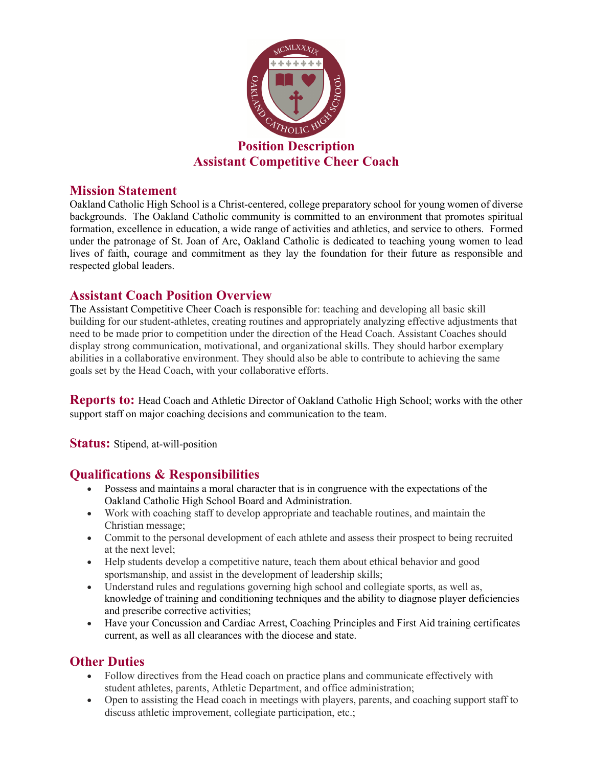# Position Description
# Assistant Competitive Cheer Coach

## Mission Statement

Oakland Catholic High School is a Christ-centered, college preparatory school for young women of diverse backgrounds. The Oakland Catholic community is committed to an environment that promotes spiritual formation, excellence in education, a wide range of activities and athletics, and service to others. Formed under the patronage of St. Joan of Arc, Oakland Catholic is dedicated to teaching young women to lead lives of faith, courage and commitment as they lay the foundation for their future as responsible and respected global leaders.

## Assistant Coach Position Overview

The Assistant Competitive Cheer Coach is responsible for: teaching and developing all basic skill building for our student-athletes, creating routines and appropriately analyzing effective adjustments that need to be made prior to competition under the direction of the Head Coach. Assistant Coaches should display strong communication, motivational, and organizational skills. They should harbor exemplary abilities in a collaborative environment. They should also be able to contribute to achieving the same goals set by the Head Coach, with your collaborative efforts.

**Reports to:** Head Coach and Athletic Director of Oakland Catholic High School; works with the other support staff on major coaching decisions and communication to the team.

**Status:** Stipend, at-will-position

## Qualifications & Responsibilities

- Possess and maintains a moral character that is in congruence with the expectations of the Oakland Catholic High School Board and Administration.
- Work with coaching staff to develop appropriate and teachable routines, and maintain the Christian message;
- Commit to the personal development of each athlete and assess their prospect to being recruited at the next level;
- Help students develop a competitive nature, teach them about ethical behavior and good sportsmanship, and assist in the development of leadership skills;
- Understand rules and regulations governing high school and collegiate sports, as well as, knowledge of training and conditioning techniques and the ability to diagnose player deficiencies and prescribe corrective activities;
- Have your Concussion and Cardiac Arrest, Coaching Principles and First Aid training certificates current, as well as all clearances with the diocese and state.

## Other Duties

- Follow directives from the Head coach on practice plans and communicate effectively with student athletes, parents, Athletic Department, and office administration;
- Open to assisting the Head coach in meetings with players, parents, and coaching support staff to discuss athletic improvement, collegiate participation, etc.;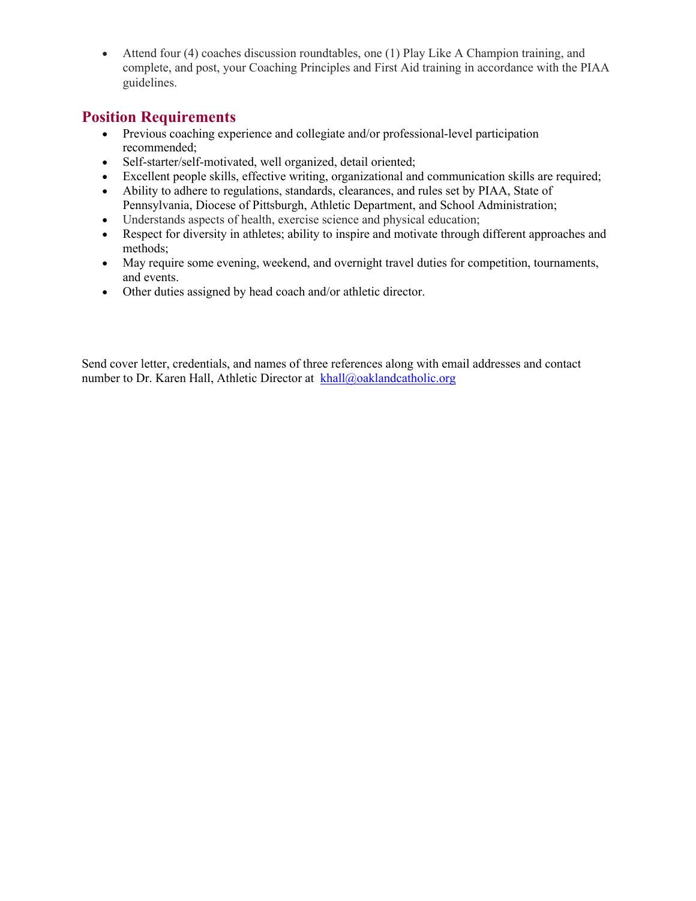- Attend four (4) coaches discussion roundtables, one (1) Play Like A Champion training, and complete, and post, your Coaching Principles and First Aid training in accordance with the PIAA guidelines.

## Position Requirements

- Previous coaching experience and collegiate and/or professional-level participation recommended;
- Self-starter/self-motivated, well organized, detail oriented;
- Excellent people skills, effective writing, organizational and communication skills are required;
- Ability to adhere to regulations, standards, clearances, and rules set by PIAA, State of Pennsylvania, Diocese of Pittsburgh, Athletic Department, and School Administration;
- Understands aspects of health, exercise science and physical education;
- Respect for diversity in athletes; ability to inspire and motivate through different approaches and methods;
- May require some evening, weekend, and overnight travel duties for competition, tournaments, and events.
- Other duties assigned by head coach and/or athletic director.

Send cover letter, credentials, and names of three references along with email addresses and contact number to Dr. Karen Hall, Athletic Director at khall@oaklandcatholic.org